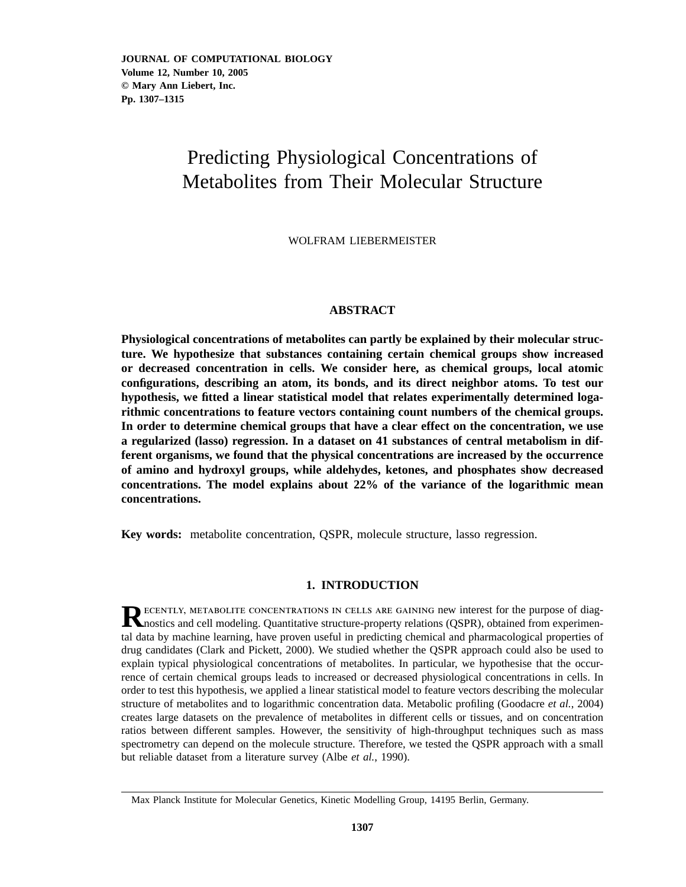# Predicting Physiological Concentrations of Metabolites from Their Molecular Structure

WOLFRAM LIEBERMEISTER

## ABSTRACT

**Physiological concentrations of metabolites can partly be explained by their molecular structure. We hypothesize that substances containing certain chemical groups show increased or decreased concentration in cells. We consider here, as chemical groups, local atomic configurations, describing an atom, its bonds, and its direct neighbor atoms. To test our hypothesis, we fitted a linear statistical model that relates experimentally determined logarithmic concentrations to feature vectors containing count numbers of the chemical groups. In order to determine chemical groups that have a clear effect on the concentration, we use a regularized (lasso) regression. In a dataset on 41 substances of central metabolism in different organisms, we found that the physical concentrations are increased by the occurrence of amino and hydroxyl groups, while aldehydes, ketones, and phosphates show decreased concentrations. The model explains about 22% of the variance of the logarithmic mean concentrations.**

**Key words:** metabolite concentration, QSPR, molecule structure, lasso regression.

## 1. INTRODUCTION

Recently, metabolite concentrations in cells are gaining new interest for the purpose of diagnostics and cell modeling. Quantitative structure-property relations (QSPR), obtained from experimental data by machine learning, have proven useful in predicting chemical and pharmacological properties of drug candidates (Clark and Pickett, 2000). We studied whether the QSPR approach could also be used to explain typical physiological concentrations of metabolites. In particular, we hypothesise that the occurrence of certain chemical groups leads to increased or decreased physiological concentrations in cells. In order to test this hypothesis, we applied a linear statistical model to feature vectors describing the molecular structure of metabolites and to logarithmic concentration data. Metabolic profiling (Goodacre *et al.*, 2004) creates large datasets on the prevalence of metabolites in different cells or tissues, and on concentration ratios between different samples. However, the sensitivity of high-throughput techniques such as mass spectrometry can depend on the molecule structure. Therefore, we tested the QSPR approach with a small but reliable dataset from a literature survey (Albe *et al.*, 1990).

Max Planck Institute for Molecular Genetics, Kinetic Modelling Group, 14195 Berlin, Germany.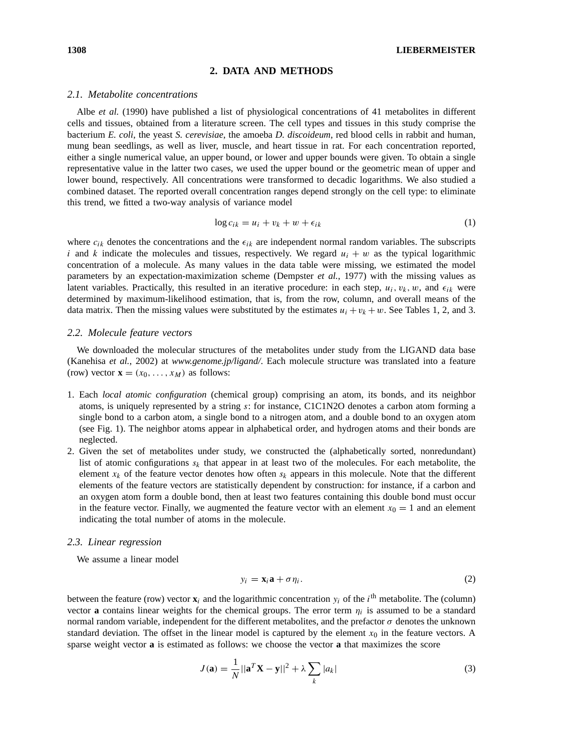## 2. DATA AND METHODS

### 2.1. Metabolite concentrations

Albe *et al.* (1990) have published a list of physiological concentrations of 41 metabolites in different cells and tissues, obtained from a literature screen. The cell types and tissues in this study comprise the bacterium *E. coli*, the yeast *S. cerevisiae*, the amoeba *D. discoideum*, red blood cells in rabbit and human, mung bean seedlings, as well as liver, muscle, and heart tissue in rat. For each concentration reported, either a single numerical value, an upper bound, or lower and upper bounds were given. To obtain a single representative value in the latter two cases, we used the upper bound or the geometric mean of upper and lower bound, respectively. All concentrations were transformed to decadic logarithms. We also studied a combined dataset. The reported overall concentration ranges depend strongly on the cell type: to eliminate this trend, we fitted a two-way analysis of variance model

$$\log c_{ik} = u_i + v_k + w + \epsilon_{ik} \tag{1}$$

where $c_{ik}$ denotes the concentrations and the $\epsilon_{ik}$ are independent normal random variables. The subscripts $i$ and $k$ indicate the molecules and tissues, respectively. We regard $u_i + w$ as the typical logarithmic concentration of a molecule. As many values in the data table were missing, we estimated the model parameters by an expectation-maximization scheme (Dempster *et al.*, 1977) with the missing values as latent variables. Practically, this resulted in an iterative procedure: in each step, $u_i, v_k, w$, and $\epsilon_{ik}$ were determined by maximum-likelihood estimation, that is, from the row, column, and overall means of the data matrix. Then the missing values were substituted by the estimates $u_i + v_k + w$. See Tables 1, 2, and 3.

### 2.2. Molecule feature vectors

We downloaded the molecular structures of the metabolites under study from the LIGAND data base (Kanehisa *et al.*, 2002) at *www.genome.jp/ligand/*. Each molecule structure was translated into a feature (row) vector $\mathbf{x} = (x_0, \ldots, x_M)$ as follows:

1. Each *local atomic configuration* (chemical group) comprising an atom, its bonds, and its neighbor atoms, is uniquely represented by a string $s$: for instance, C1C1N2O denotes a carbon atom forming a single bond to a carbon atom, a single bond to a nitrogen atom, and a double bond to an oxygen atom (see Fig. 1). The neighbor atoms appear in alphabetical order, and hydrogen atoms and their bonds are neglected.
2. Given the set of metabolites under study, we constructed the (alphabetically sorted, nonredundant) list of atomic configurations $s_k$ that appear in at least two of the molecules. For each metabolite, the element $x_k$ of the feature vector denotes how often $s_k$ appears in this molecule. Note that the different elements of the feature vectors are statistically dependent by construction: for instance, if a carbon and an oxygen atom form a double bond, then at least two features containing this double bond must occur in the feature vector. Finally, we augmented the feature vector with an element $x_0 = 1$ and an element indicating the total number of atoms in the molecule.

### 2.3. Linear regression

We assume a linear model

$$y_i = \mathbf{x}_i \mathbf{a} + \sigma \eta_i. \tag{2}$$

between the feature (row) vector $\mathbf{x}_i$ and the logarithmic concentration $y_i$ of the $i^{\text{th}}$ metabolite. The (column) vector $\mathbf{a}$ contains linear weights for the chemical groups. The error term $\eta_i$ is assumed to be a standard normal random variable, independent for the different metabolites, and the prefactor $\sigma$ denotes the unknown standard deviation. The offset in the linear model is captured by the element $x_0$ in the feature vectors. A sparse weight vector $\mathbf{a}$ is estimated as follows: we choose the vector $\mathbf{a}$ that maximizes the score

$$J(\mathbf{a}) = \frac{1}{N} ||\mathbf{a}^T \mathbf{X} - \mathbf{y}||^2 + \lambda \sum_k |a_k| \tag{3}$$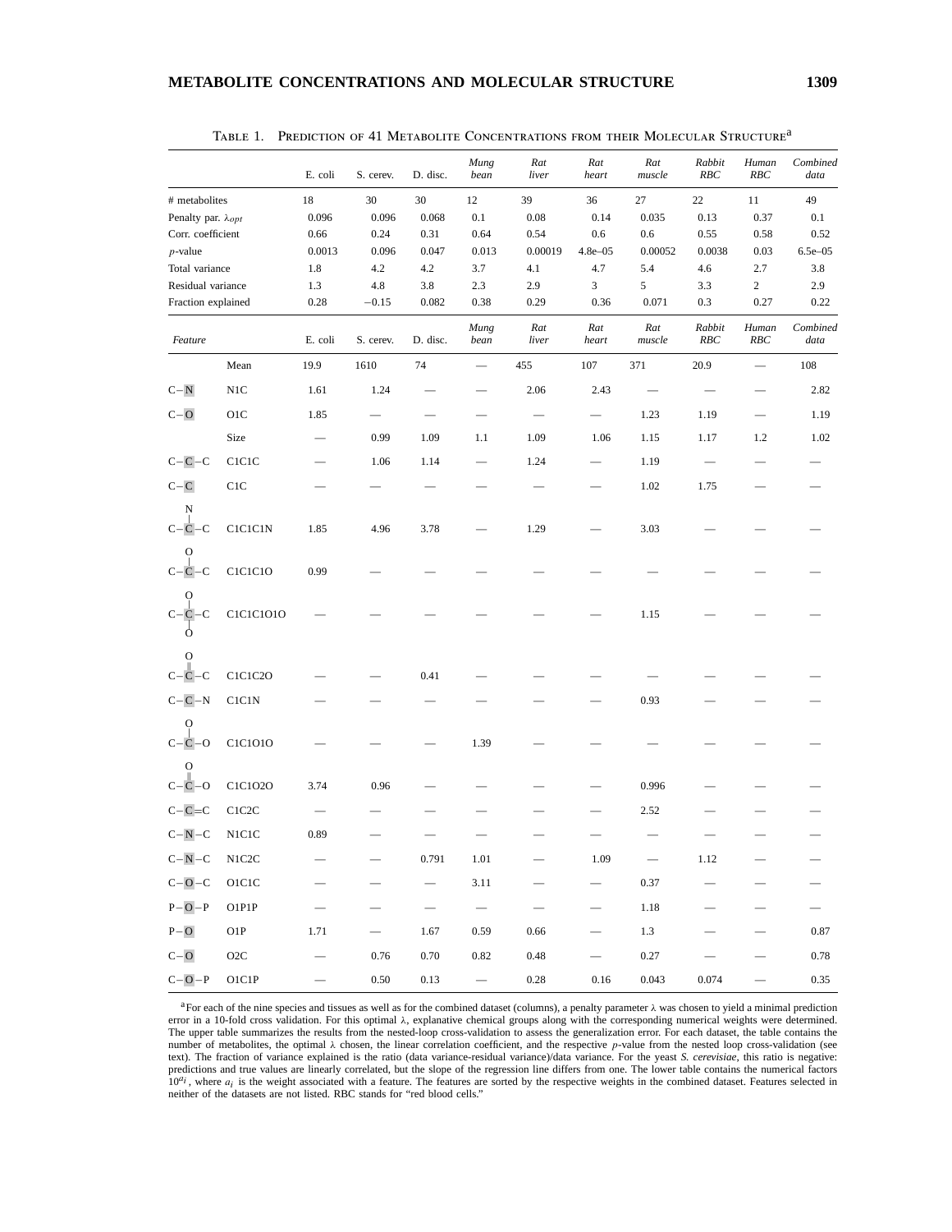TABLE 1. PREDICTION OF 41 METABOLITE CONCENTRATIONS FROM THEIR MOLECULAR STRUCTURE[a]

| | E. coli | S. cerev. | D. disc. | *Mung bean* | *Rat liver* | *Rat heart* | *Rat muscle* | *Rabbit RBC* | *Human RBC* | *Combined data* |
|---|---|---|---|---|---|---|---|---|---|---|
| # metabolites | 18 | 30 | 30 | 12 | 39 | 36 | 27 | 22 | 11 | 49 |
| Penalty par. $\lambda_{opt}$ | 0.096 | 0.096 | 0.068 | 0.1 | 0.08 | 0.14 | 0.035 | 0.13 | 0.37 | 0.1 |
| Corr. coefficient | 0.66 | 0.24 | 0.31 | 0.64 | 0.54 | 0.6 | 0.6 | 0.55 | 0.58 | 0.52 |
| $p$-value | 0.0013 | 0.096 | 0.047 | 0.013 | 0.00019 | 4.8e–05 | 0.00052 | 0.0038 | 0.03 | 6.5e–05 |
| Total variance | 1.8 | 4.2 | 4.2 | 3.7 | 4.1 | 4.7 | 5.4 | 4.6 | 2.7 | 3.8 |
| Residual variance | 1.3 | 4.8 | 3.8 | 2.3 | 2.9 | 3 | 5 | 3.3 | 2 | 2.9 |
| Fraction explained | 0.28 | −0.15 | 0.082 | 0.38 | 0.29 | 0.36 | 0.071 | 0.3 | 0.27 | 0.22 |

| *Feature* | | E. coli | S. cerev. | D. disc. | *Mung bean* | *Rat liver* | *Rat heart* | *Rat muscle* | *Rabbit RBC* | *Human RBC* | *Combined data* |
|---|---|---|---|---|---|---|---|---|---|---|---|
| | Mean | 19.9 | 1610 | 74 | — | 455 | 107 | 371 | 20.9 | — | 108 |
| C–N | N1C | 1.61 | 1.24 | — | — | 2.06 | 2.43 | — | — | — | 2.82 |
| C–O | O1C | 1.85 | — | — | — | — | — | 1.23 | 1.19 | — | 1.19 |
| | Size | — | 0.99 | 1.09 | 1.1 | 1.09 | 1.06 | 1.15 | 1.17 | 1.2 | 1.02 |
| C–C–C | C1C1C | — | 1.06 | 1.14 | — | 1.24 | — | 1.19 | — | — | — |
| C–C | C1C | — | — | — | — | — | — | 1.02 | 1.75 | — | — |
| C–C(–N)–C | C1C1C1N | 1.85 | 4.96 | 3.78 | — | 1.29 | — | 3.03 | — | — | — |
| C–C(–O)–C | C1C1C1O | 0.99 | — | — | — | — | — | — | — | — | — |
| C–C(–O)(–O)–C | C1C1C1O1O | — | — | — | — | — | — | 1.15 | — | — | — |
| C–C(=O)–C | C1C1C2O | — | — | 0.41 | — | — | — | — | — | — | — |
| C–C–N | C1C1N | — | — | — | — | — | — | 0.93 | — | — | — |
| C–C(–O)–O | C1C1O1O | — | — | — | 1.39 | — | — | — | — | — | — |
| C–C(=O)–O | C1C1O2O | 3.74 | 0.96 | — | — | — | — | 0.996 | — | — | — |
| C–C=C | C1C2C | — | — | — | — | — | — | 2.52 | — | — | — |
| C–N–C | N1C1C | 0.89 | — | — | — | — | — | — | — | — | — |
| C–N–C | N1C2C | — | — | 0.791 | 1.01 | — | 1.09 | — | 1.12 | — | — |
| C–O–C | O1C1C | — | — | — | 3.11 | — | — | 0.37 | — | — | — |
| P–O–P | O1P1P | — | — | — | — | — | — | 1.18 | — | — | — |
| P–O | O1P | 1.71 | — | 1.67 | 0.59 | 0.66 | — | 1.3 | — | — | 0.87 |
| C–O | O2C | — | 0.76 | 0.70 | 0.82 | 0.48 | — | 0.27 | — | — | 0.78 |
| C–O–P | O1C1P | — | 0.50 | 0.13 | — | 0.28 | 0.16 | 0.043 | 0.074 | — | 0.35 |

[a]For each of the nine species and tissues as well as for the combined dataset (columns), a penalty parameter λ was chosen to yield a minimal prediction error in a 10-fold cross validation. For this optimal λ, explanative chemical groups along with the corresponding numerical weights were determined. The upper table summarizes the results from the nested-loop cross-validation to assess the generalization error. For each dataset, the table contains the number of metabolites, the optimal λ chosen, the linear correlation coefficient, and the respective $p$-value from the nested loop cross-validation (see text). The fraction of variance explained is the ratio (data variance-residual variance)/data variance. For the yeast *S. cerevisiae*, this ratio is negative: predictions and true values are linearly correlated, but the slope of the regression line differs from one. The lower table contains the numerical factors $10^{a_i}$, where $a_i$ is the weight associated with a feature. The features are sorted by the respective weights in the combined dataset. Features selected in neither of the datasets are not listed. RBC stands for "red blood cells."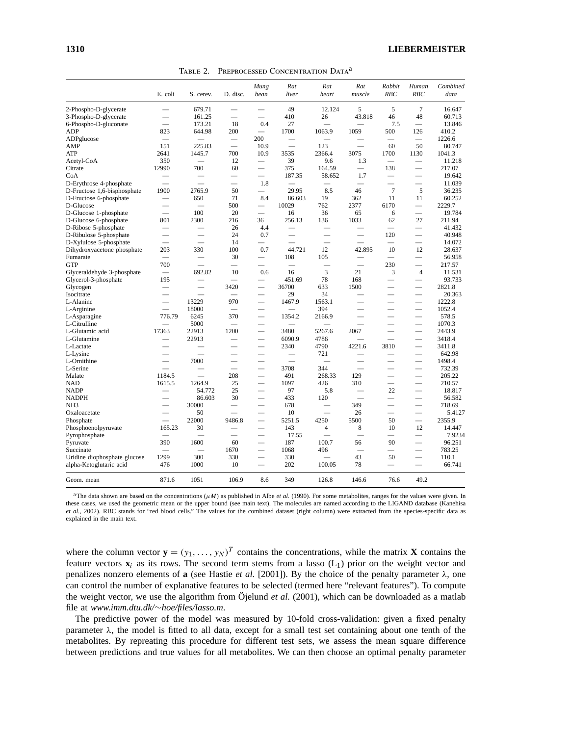Table 2. Preprocessed Concentration Data[a]

| | E. coli | S. cerev. | D. disc. | *Mung bean* | *Rat liver* | *Rat heart* | *Rat muscle* | *Rabbit RBC* | *Human RBC* | *Combined data* |
|---|---|---|---|---|---|---|---|---|---|---|
| 2-Phospho-D-glycerate | — | 679.71 | — | — | 49 | 12.124 | 5 | 5 | 7 | 16.647 |
| 3-Phospho-D-glycerate | — | 161.25 | — | — | 410 | 26 | 43.818 | 46 | 48 | 60.713 |
| 6-Phospho-D-gluconate | — | 173.21 | 18 | 0.4 | 27 | — | — | 7.5 | — | 13.846 |
| ADP | 823 | 644.98 | 200 | — | 1700 | 1063.9 | 1059 | 500 | 126 | 410.2 |
| ADPglucose | — | — | — | 200 | — | — | — | — | — | 1226.6 |
| AMP | 151 | 225.83 | — | 10.9 | — | 123 | — | 60 | 50 | 80.747 |
| ATP | 2641 | 1445.7 | 700 | 10.9 | 3535 | 2366.4 | 3075 | 1700 | 1130 | 1041.3 |
| Acetyl-CoA | 350 | — | 12 | — | 39 | 9.6 | 1.3 | — | — | 11.218 |
| Citrate | 12990 | 700 | 60 | — | 375 | 164.59 | — | 138 | — | 217.07 |
| CoA | — | — | — | — | 187.35 | 58.652 | 1.7 | — | — | 19.642 |
| D-Erythrose 4-phosphate | — | — | — | 1.8 | — | — | — | — | — | 11.039 |
| D-Fructose 1,6-bisphosphate | 1900 | 2765.9 | 50 | — | 29.95 | 8.5 | 46 | 7 | 5 | 36.235 |
| D-Fructose 6-phosphate | — | 650 | 71 | 8.4 | 86.603 | 19 | 362 | 11 | 11 | 60.252 |
| D-Glucose | — | — | 500 | — | 10029 | 762 | 2377 | 6170 | — | 2229.7 |
| D-Glucose 1-phosphate | — | 100 | 20 | — | 16 | 36 | 65 | 6 | — | 19.784 |
| D-Glucose 6-phosphate | 801 | 2300 | 216 | 36 | 256.13 | 136 | 1033 | 62 | 27 | 211.94 |
| D-Ribose 5-phosphate | — | — | 26 | 4.4 | — | — | — | — | — | 41.432 |
| D-Ribulose 5-phosphate | — | — | 24 | 0.7 | — | — | — | 120 | — | 40.948 |
| D-Xylulose 5-phosphate | — | — | 14 | — | — | — | — | — | — | 14.072 |
| Dihydroxyacetone phosphate | 203 | 330 | 100 | 0.7 | 44.721 | 12 | 42.895 | 10 | 12 | 28.637 |
| Fumarate | — | — | 30 | — | 108 | 105 | — | — | — | 56.958 |
| GTP | 700 | — | — | — | — | — | — | 230 | — | 217.57 |
| Glyceraldehyde 3-phosphate | — | 692.82 | 10 | 0.6 | 16 | 3 | 21 | 3 | 4 | 11.531 |
| Glycerol-3-phosphate | 195 | — | — | — | 451.69 | 78 | 168 | — | — | 93.733 |
| Glycogen | — | — | 3420 | — | 36700 | 633 | 1500 | — | — | 2821.8 |
| Isocitrate | — | — | — | — | 29 | 34 | — | — | — | 20.363 |
| L-Alanine | — | 13229 | 970 | — | 1467.9 | 1563.1 | — | — | — | 1222.8 |
| L-Arginine | — | 18000 | — | — | — | 394 | — | — | — | 1052.4 |
| L-Asparagine | 776.79 | 6245 | 370 | — | 1354.2 | 2166.9 | — | — | — | 578.5 |
| L-Citrulline | — | 5000 | — | — | — | — | — | — | — | 1070.3 |
| L-Glutamic acid | 17363 | 22913 | 1200 | — | 3480 | 5267.6 | 2067 | — | — | 2443.9 |
| L-Glutamine | — | 22913 | — | — | 6090.9 | 4786 | — | — | — | 3418.4 |
| L-Lactate | — | — | — | — | 2340 | 4790 | 4221.6 | 3810 | — | 3411.8 |
| L-Lysine | — | — | — | — | — | 721 | — | — | — | 642.98 |
| L-Ornithine | — | 7000 | — | — | — | — | — | — | — | 1498.4 |
| L-Serine | — | — | — | — | 3708 | 344 | — | — | — | 732.39 |
| Malate | 1184.5 | — | 208 | — | 491 | 268.33 | 129 | — | — | 205.22 |
| NAD | 1615.5 | 1264.9 | 25 | — | 1097 | 426 | 310 | — | — | 210.57 |
| NADP | — | 54.772 | 25 | — | 97 | 5.8 | — | 22 | — | 18.817 |
| NADPH | — | 86.603 | 30 | — | 433 | 120 | — | — | — | 56.582 |
| NH3 | — | 30000 | — | — | 678 | — | 349 | — | — | 718.69 |
| Oxaloacetate | — | 50 | — | — | 10 | — | 26 | — | — | 5.4127 |
| Phosphate | — | 22000 | 9486.8 | — | 5251.5 | 4250 | 5500 | 50 | — | 2355.9 |
| Phosphoenolpyruvate | 165.23 | 30 | — | — | 143 | 4 | 8 | 10 | 12 | 14.447 |
| Pyrophosphate | — | — | — | — | 17.55 | — | — | — | — | 7.9234 |
| Pyruvate | 390 | 1600 | 60 | — | 187 | 100.7 | 56 | 90 | — | 96.251 |
| Succinate | — | — | 1670 | — | 1068 | 496 | — | — | — | 783.25 |
| Uridine diophosphate glucose | 1299 | 300 | 330 | — | 330 | — | 43 | 50 | — | 110.1 |
| alpha-Ketoglutaric acid | 476 | 1000 | 10 | — | 202 | 100.05 | 78 | — | — | 66.741 |
| Geom. mean | 871.6 | 1051 | 106.9 | 8.6 | 349 | 126.8 | 146.6 | 76.6 | 49.2 | |

[a]The data shown are based on the concentrations ($\mu M$) as published in Albe *et al.* (1990). For some metabolites, ranges for the values were given. In these cases, we used the geometric mean or the upper bound (see main text). The molecules are named according to the LIGAND database (Kanehisa *et al.*, 2002). RBC stands for "red blood cells." The values for the combined dataset (right column) were extracted from the species-specific data as explained in the main text.

where the column vector $\mathbf{y} = (y_1, \ldots, y_N)^T$ contains the concentrations, while the matrix $\mathbf{X}$ contains the feature vectors $\mathbf{x}_i$ as its rows. The second term stems from a lasso ($L_1$) prior on the weight vector and penalizes nonzero elements of $\mathbf{a}$ (see Hastie *et al.* [2001]). By the choice of the penalty parameter $\lambda$, one can control the number of explanative features to be selected (termed here "relevant features"). To compute the weight vector, we use the algorithm from Öjelund *et al.* (2001), which can be downloaded as a matlab file at *www.imm.dtu.dk/~hoe/files/lasso.m*.

The predictive power of the model was measured by 10-fold cross-validation: given a fixed penalty parameter $\lambda$, the model is fitted to all data, except for a small test set containing about one tenth of the metabolites. By repreating this procedure for different test sets, we assess the mean square difference between predictions and true values for all metabolites. We can then choose an optimal penalty parameter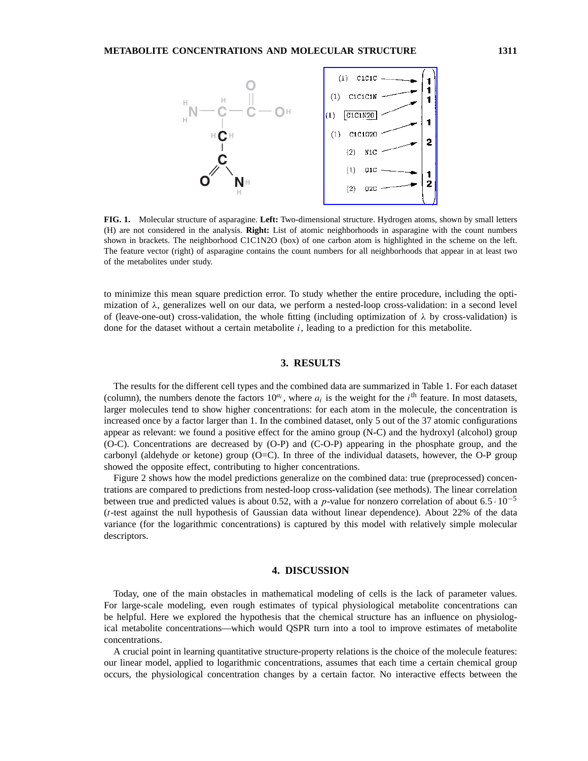**FIG. 1.** Molecular structure of asparagine. **Left:** Two-dimensional structure. Hydrogen atoms, shown by small letters (H) are not considered in the analysis. **Right:** List of atomic neighborhoods in asparagine with the count numbers shown in brackets. The neighborhood C1C1N2O (box) of one carbon atom is highlighted in the scheme on the left. The feature vector (right) of asparagine contains the count numbers for all neighborhoods that appear in at least two of the metabolites under study.

to minimize this mean square prediction error. To study whether the entire procedure, including the optimization of λ, generalizes well on our data, we perform a nested-loop cross-validation: in a second level of (leave-one-out) cross-validation, the whole fitting (including optimization of λ by cross-validation) is done for the dataset without a certain metabolite $i$, leading to a prediction for this metabolite.

## 3. RESULTS

The results for the different cell types and the combined data are summarized in Table 1. For each dataset (column), the numbers denote the factors $10^{a_i}$, where $a_i$ is the weight for the $i^{\text{th}}$ feature. In most datasets, larger molecules tend to show higher concentrations: for each atom in the molecule, the concentration is increased once by a factor larger than 1. In the combined dataset, only 5 out of the 37 atomic configurations appear as relevant: we found a positive effect for the amino group (N-C) and the hydroxyl (alcohol) group (O-C). Concentrations are decreased by (O-P) and (C-O-P) appearing in the phosphate group, and the carbonyl (aldehyde or ketone) group (O=C). In three of the individual datasets, however, the O-P group showed the opposite effect, contributing to higher concentrations.

Figure 2 shows how the model predictions generalize on the combined data: true (preprocessed) concentrations are compared to predictions from nested-loop cross-validation (see methods). The linear correlation between true and predicted values is about 0.52, with a $p$-value for nonzero correlation of about $6.5 \cdot 10^{-5}$ ($t$-test against the null hypothesis of Gaussian data without linear dependence). About 22% of the data variance (for the logarithmic concentrations) is captured by this model with relatively simple molecular descriptors.

## 4. DISCUSSION

Today, one of the main obstacles in mathematical modeling of cells is the lack of parameter values. For large-scale modeling, even rough estimates of typical physiological metabolite concentrations can be helpful. Here we explored the hypothesis that the chemical structure has an influence on physiological metabolite concentrations—which would QSPR turn into a tool to improve estimates of metabolite concentrations.

A crucial point in learning quantitative structure-property relations is the choice of the molecule features: our linear model, applied to logarithmic concentrations, assumes that each time a certain chemical group occurs, the physiological concentration changes by a certain factor. No interactive effects between the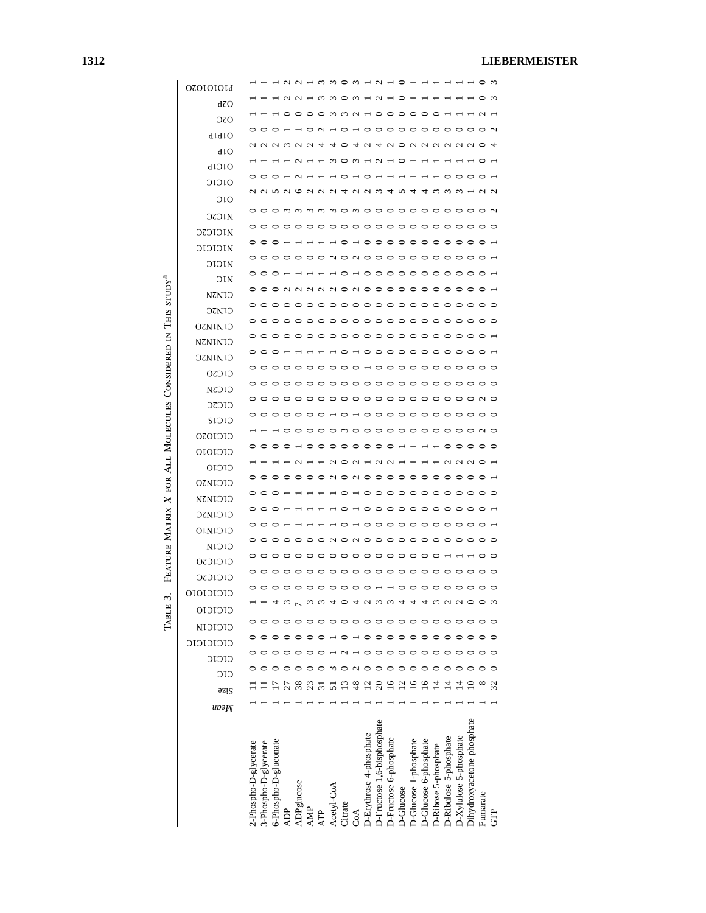TABLE 3. FEATURE MATRIX $X$ FOR ALL MOLECULES CONSIDERED IN THIS STUDY[a]

| | *Mean* | Size | C1C | C1C1C | C1C1C1C1C | C1C1C1N | C1C1C1O | C1C1C1O1O | C1C1C2C | C1C1C2O | C1C1N | C1C1N1O | C1C1N2C | C1C1N2N | C1C1N2O | C1C1O | C1C1O1O | C1C1O2O | C1C1S | C1C2C | C1C2N | C1C2O | C1N1N2C | C1N1N2N | C1N1N2O | C1N2C | C1N2N | N1C | N1C1C | N1C1C1C | N1C1C2C | N1C2C | O1C | O1C1C | O1C1P | O1P | O1P1P | O2C | O2P | P1O1O1O2O |
|---|---|---|---|---|---|---|---|---|---|---|---|---|---|---|---|---|---|---|---|---|---|---|---|---|---|---|---|---|---|---|---|---|---|---|---|---|---|---|---|---|
| 2-Phospho-D-glycerate | 1 | 11 | 0 | 0 | 0 | 0 | 1 | 0 | 0 | 0 | 0 | 0 | 0 | 0 | 0 | 1 | 0 | 1 | 0 | 0 | 0 | 0 | 0 | 0 | 0 | 0 | 0 | 0 | 0 | 0 | 0 | 0 | 2 | 0 | 1 | 2 | 0 | 1 | 1 | 1 |
| 3-Phospho-D-glycerate | 1 | 11 | 0 | 0 | 0 | 0 | 1 | 0 | 0 | 0 | 0 | 0 | 0 | 0 | 0 | 1 | 0 | 1 | 0 | 0 | 0 | 0 | 0 | 0 | 0 | 0 | 0 | 0 | 0 | 0 | 0 | 0 | 2 | 0 | 1 | 2 | 0 | 1 | 1 | 1 |
| 6-Phospho-D-gluconate | 1 | 17 | 0 | 0 | 0 | 0 | 4 | 0 | 0 | 0 | 0 | 0 | 0 | 0 | 0 | 1 | 1 | 1 | 0 | 0 | 0 | 0 | 0 | 0 | 0 | 0 | 0 | 0 | 0 | 0 | 0 | 0 | 5 | 0 | 1 | 2 | 0 | 1 | 1 | 1 |
| ADP | 1 | 27 | 0 | 0 | 0 | 0 | 3 | 0 | 0 | 0 | 0 | 1 | 1 | 1 | 1 | 1 | 0 | 0 | 0 | 0 | 0 | 0 | 1 | 0 | 0 | 0 | 0 | 2 | 0 | 1 | 0 | 3 | 2 | 1 | 1 | 3 | 1 | 0 | 2 | 2 |
| ADPglucose | 1 | 38 | 0 | 0 | 0 | 0 | 7 | 0 | 0 | 0 | 0 | 1 | 1 | 1 | 1 | 2 | 0 | 0 | 0 | 0 | 0 | 0 | 1 | 0 | 0 | 0 | 0 | 2 | 0 | 1 | 0 | 3 | 6 | 2 | 2 | 2 | 1 | 0 | 2 | 2 |
| AMP | 1 | 23 | 0 | 0 | 0 | 0 | 3 | 0 | 0 | 0 | 0 | 1 | 1 | 1 | 1 | 1 | 0 | 0 | 0 | 0 | 0 | 0 | 1 | 0 | 0 | 0 | 0 | 2 | 0 | 1 | 0 | 3 | 2 | 1 | 1 | 2 | 0 | 0 | 1 | 1 |
| ATP | 1 | 31 | 0 | 0 | 0 | 0 | 3 | 0 | 0 | 0 | 0 | 1 | 1 | 1 | 1 | 1 | 0 | 0 | 0 | 0 | 0 | 0 | 1 | 0 | 0 | 0 | 0 | 2 | 0 | 1 | 0 | 3 | 2 | 1 | 1 | 4 | 2 | 0 | 3 | 3 |
| Acetyl-CoA | 1 | 51 | 3 | 1 | 1 | 0 | 4 | 0 | 0 | 0 | 2 | 1 | 1 | 1 | 1 | 2 | 0 | 0 | 1 | 0 | 0 | 0 | 1 | 0 | 0 | 0 | 0 | 2 | 2 | 1 | 0 | 3 | 2 | 1 | 3 | 4 | 1 | 3 | 3 | 3 |
| Citrate | 1 | 13 | 0 | 2 | 0 | 0 | 0 | 0 | 0 | 0 | 0 | 0 | 0 | 0 | 0 | 0 | 0 | 3 | 0 | 0 | 0 | 0 | 0 | 0 | 0 | 0 | 0 | 0 | 0 | 0 | 0 | 0 | 4 | 0 | 0 | 0 | 0 | 3 | 0 | 0 |
| CoA | 1 | 48 | 2 | 1 | 1 | 0 | 4 | 0 | 0 | 0 | 2 | 1 | 1 | 1 | 1 | 2 | 0 | 0 | 1 | 0 | 0 | 0 | 1 | 0 | 0 | 0 | 0 | 2 | 2 | 1 | 0 | 3 | 2 | 1 | 3 | 4 | 1 | 2 | 3 | 3 |
| D-Erythrose 4-phosphate | 1 | 12 | 0 | 0 | 0 | 0 | 2 | 0 | 0 | 0 | 0 | 0 | 0 | 0 | 0 | 1 | 0 | 0 | 0 | 0 | 0 | 0 | 0 | 0 | 0 | 0 | 0 | 0 | 0 | 0 | 0 | 0 | 2 | 0 | 1 | 2 | 0 | 1 | 1 | 1 |
| D-Fructose 1,6-bisphosphate | 1 | 20 | 0 | 0 | 0 | 0 | 3 | 1 | 0 | 0 | 0 | 0 | 0 | 0 | 0 | 2 | 0 | 0 | 0 | 0 | 0 | 0 | 0 | 0 | 0 | 0 | 0 | 0 | 0 | 0 | 0 | 0 | 3 | 1 | 2 | 4 | 0 | 0 | 2 | 2 |
| D-Fructose 6-phosphate | 1 | 16 | 0 | 0 | 0 | 0 | 3 | 1 | 0 | 0 | 0 | 0 | 0 | 0 | 0 | 2 | 0 | 0 | 0 | 0 | 0 | 0 | 0 | 0 | 0 | 0 | 0 | 0 | 0 | 0 | 0 | 0 | 4 | 1 | 1 | 2 | 0 | 0 | 1 | 1 |
| D-Glucose | 1 | 12 | 0 | 0 | 0 | 0 | 4 | 0 | 0 | 0 | 0 | 0 | 0 | 0 | 0 | 1 | 0 | 0 | 0 | 0 | 0 | 0 | 0 | 0 | 0 | 0 | 0 | 0 | 0 | 0 | 0 | 0 | 5 | 1 | 0 | 0 | 0 | 0 | 0 | 0 |
| D-Glucose 1-phosphate | 1 | 16 | 0 | 0 | 0 | 0 | 4 | 0 | 0 | 0 | 0 | 0 | 0 | 0 | 0 | 1 | 0 | 0 | 0 | 0 | 0 | 0 | 0 | 0 | 0 | 0 | 0 | 0 | 0 | 0 | 0 | 0 | 4 | 1 | 1 | 2 | 0 | 0 | 1 | 1 |
| D-Glucose 6-phosphate | 1 | 16 | 0 | 0 | 0 | 0 | 4 | 0 | 0 | 0 | 0 | 0 | 0 | 0 | 0 | 1 | 0 | 0 | 0 | 0 | 0 | 0 | 0 | 0 | 0 | 0 | 0 | 0 | 0 | 0 | 0 | 0 | 4 | 1 | 1 | 2 | 0 | 0 | 1 | 1 |
| D-Ribose 5-phosphate | 1 | 14 | 0 | 0 | 0 | 0 | 3 | 0 | 0 | 0 | 0 | 0 | 0 | 0 | 0 | 1 | 0 | 0 | 0 | 0 | 0 | 0 | 0 | 0 | 0 | 0 | 0 | 0 | 0 | 0 | 0 | 0 | 3 | 1 | 1 | 2 | 0 | 0 | 1 | 1 |
| D-Ribulose 5-phosphate | 1 | 14 | 0 | 0 | 0 | 0 | 2 | 0 | 0 | 0 | 0 | 0 | 0 | 0 | 0 | 2 | 0 | 0 | 0 | 0 | 0 | 0 | 0 | 0 | 0 | 0 | 0 | 0 | 0 | 0 | 0 | 0 | 3 | 0 | 1 | 2 | 0 | 1 | 1 | 1 |
| D-Xylulose 5-phosphate | 1 | 14 | 0 | 0 | 0 | 0 | 2 | 0 | 0 | 0 | 0 | 0 | 0 | 0 | 0 | 2 | 0 | 0 | 0 | 0 | 0 | 0 | 0 | 0 | 0 | 0 | 0 | 0 | 0 | 0 | 0 | 0 | 3 | 0 | 1 | 2 | 0 | 1 | 1 | 1 |
| Dihydroxyacetone phosphate | 1 | 10 | 0 | 0 | 0 | 0 | 0 | 0 | 0 | 0 | 0 | 0 | 0 | 0 | 0 | 2 | 0 | 0 | 0 | 0 | 0 | 0 | 0 | 0 | 0 | 0 | 0 | 0 | 0 | 0 | 0 | 0 | 1 | 0 | 1 | 2 | 0 | 1 | 1 | 1 |
| Fumarate | 1 | 8 | 0 | 0 | 0 | 0 | 0 | 0 | 0 | 0 | 0 | 0 | 0 | 0 | 0 | 0 | 0 | 2 | 0 | 2 | 0 | 0 | 0 | 0 | 0 | 0 | 0 | 0 | 0 | 0 | 0 | 0 | 2 | 0 | 0 | 0 | 0 | 2 | 0 | 0 |
| GTP | 1 | 32 | 0 | 0 | 0 | 0 | 3 | 0 | 0 | 0 | 0 | 1 | 1 | 0 | 1 | 1 | 0 | 0 | 0 | 0 | 0 | 0 | 1 | 1 | 0 | 0 | 0 | 1 | 1 | 1 | 0 | 2 | 2 | 1 | 1 | 4 | 2 | 1 | 3 | 3 |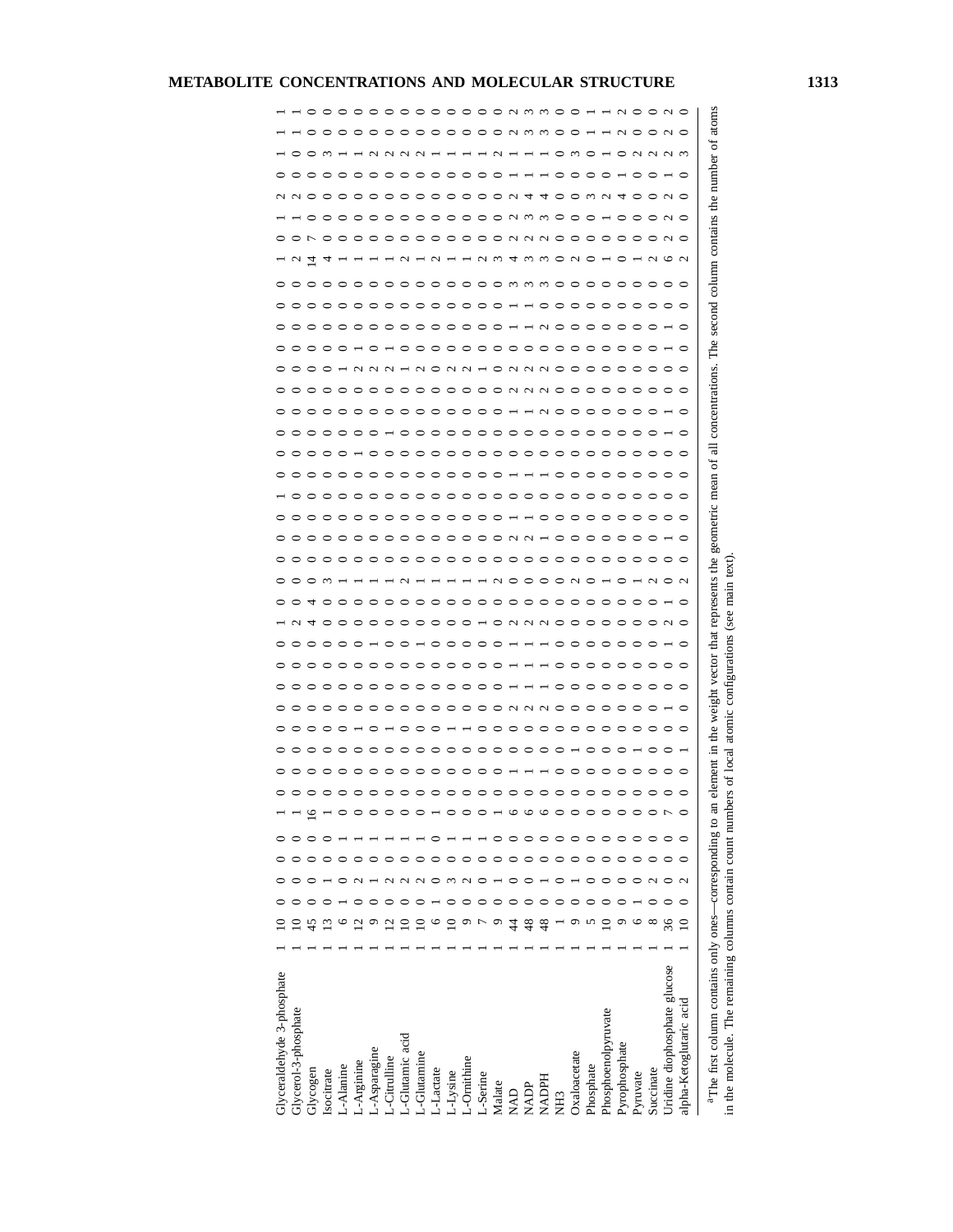| | | | | | | | | | | | | | | | | | | | | | | | | | | | | | | | | | | | | | | | | |
|---|---|---|---|---|---|---|---|---|---|---|---|---|---|---|---|---|---|---|---|---|---|---|---|---|---|---|---|---|---|---|---|---|---|---|---|---|---|---|---|---|
| Glyceraldehyde 3-phosphate | 1 | 10 | 0 | 0 | 0 | 1 | 0 | 0 | 0 | 0 | 0 | 0 | 1 | 0 | 0 | 0 | 0 | 1 | 0 | 0 | 0 | 0 | 0 | 0 | 0 | 0 | 0 | 1 | 0 | 0 | 0 | 0 | 1 | 1 | 0 | 2 | 0 | 1 | 1 | 1 |
| Glycerol-3-phosphate | 1 | 10 | 0 | 0 | 0 | 1 | 0 | 0 | 0 | 0 | 0 | 0 | 2 | 0 | 0 | 0 | 0 | 0 | 0 | 0 | 0 | 0 | 0 | 0 | 0 | 0 | 0 | 0 | 0 | 0 | 0 | 0 | 2 | 0 | 1 | 2 | 0 | 0 | 1 | 1 |
| Glycogen | 1 | 45 | 0 | 0 | 0 | 16 | 0 | 0 | 0 | 0 | 0 | 0 | 0 | 4 | 0 | 0 | 0 | 0 | 0 | 0 | 0 | 0 | 0 | 0 | 0 | 0 | 0 | 0 | 0 | 0 | 0 | 0 | 14 | 7 | 0 | 0 | 0 | 0 | 0 | 0 |
| Isocitrate | 1 | 13 | 0 | 1 | 0 | 1 | 0 | 0 | 0 | 0 | 0 | 0 | 0 | 3 | 0 | 0 | 0 | 0 | 0 | 0 | 0 | 0 | 0 | 0 | 0 | 0 | 0 | 0 | 0 | 0 | 0 | 0 | 4 | 0 | 0 | 0 | 0 | 3 | 0 | 0 |
| L-Alanine | 1 | 6 | 1 | 0 | 1 | 0 | 0 | 0 | 0 | 0 | 0 | 0 | 0 | 1 | 0 | 0 | 0 | 0 | 0 | 0 | 0 | 0 | 0 | 1 | 0 | 0 | 0 | 0 | 0 | 0 | 0 | 0 | 1 | 0 | 0 | 0 | 0 | 1 | 0 | 0 |
| L-Arginine | 1 | 12 | 0 | 2 | 1 | 0 | 0 | 0 | 1 | 0 | 0 | 0 | 0 | 1 | 0 | 0 | 0 | 0 | 0 | 0 | 0 | 0 | 0 | 2 | 1 | 0 | 0 | 0 | 0 | 0 | 0 | 0 | 1 | 0 | 0 | 0 | 0 | 0 | 0 | 0 |
| L-Asparagine | 1 | 9 | 0 | 1 | 1 | 0 | 0 | 0 | 0 | 0 | 0 | 1 | 0 | 1 | 0 | 0 | 0 | 0 | 0 | 1 | 0 | 0 | 0 | 2 | 0 | 0 | 0 | 0 | 0 | 0 | 0 | 0 | 1 | 0 | 0 | 0 | 0 | 0 | 0 | 0 |
| L-Citrulline | 1 | 12 | 0 | 2 | 1 | 0 | 0 | 0 | 1 | 0 | 0 | 0 | 0 | 1 | 0 | 0 | 0 | 0 | 0 | 0 | 1 | 0 | 0 | 2 | 1 | 0 | 0 | 0 | 0 | 0 | 0 | 0 | 1 | 0 | 0 | 0 | 0 | 2 | 0 | 0 |
| L-Glutamic acid | 1 | 10 | 0 | 2 | 1 | 0 | 0 | 0 | 0 | 0 | 0 | 1 | 0 | 2 | 0 | 0 | 0 | 0 | 0 | 0 | 0 | 0 | 0 | 1 | 0 | 0 | 0 | 0 | 0 | 0 | 0 | 0 | 2 | 0 | 0 | 0 | 0 | 2 | 0 | 0 |
| L-Glutamine | 1 | 10 | 0 | 2 | 1 | 0 | 0 | 0 | 0 | 0 | 0 | 0 | 0 | 1 | 0 | 0 | 0 | 0 | 0 | 0 | 0 | 0 | 0 | 0 | 0 | 0 | 0 | 0 | 0 | 0 | 0 | 0 | 1 | 0 | 0 | 0 | 0 | 2 | 0 | 0 |
| L-Lactate | 1 | 6 | 1 | 0 | 0 | 1 | 0 | 0 | 1 | 0 | 0 | 0 | 0 | 1 | 0 | 0 | 0 | 0 | 0 | 0 | 0 | 0 | 0 | 0 | 0 | 0 | 0 | 0 | 0 | 0 | 0 | 0 | 2 | 0 | 0 | 0 | 0 | 1 | 0 | 0 |
| L-Lysine | 1 | 10 | 0 | 3 | 1 | 0 | 0 | 0 | 0 | 0 | 0 | 0 | 0 | 1 | 0 | 0 | 0 | 0 | 0 | 0 | 0 | 0 | 0 | 2 | 0 | 0 | 0 | 0 | 0 | 0 | 0 | 0 | 1 | 0 | 0 | 0 | 0 | 0 | 0 | 0 |
| L-Ornithine | 1 | 9 | 0 | 2 | 1 | 0 | 0 | 0 | 1 | 0 | 0 | 0 | 0 | 0 | 0 | 0 | 0 | 0 | 0 | 0 | 0 | 0 | 0 | 2 | 0 | 0 | 0 | 0 | 0 | 0 | 0 | 0 | 1 | 0 | 0 | 0 | 0 | 1 | 0 | 0 |
| L-Serine | 1 | 7 | 0 | 1 | 1 | 0 | 0 | 0 | 0 | 0 | 0 | 0 | 1 | 2 | 0 | 0 | 0 | 0 | 0 | 0 | 0 | 0 | 0 | 1 | 0 | 0 | 0 | 0 | 0 | 0 | 0 | 0 | 2 | 0 | 0 | 0 | 0 | 0 | 0 | 0 |
| Malate | 1 | 9 | 0 | 1 | 0 | 1 | 0 | 0 | 0 | 0 | 0 | 0 | 0 | 0 | 0 | 0 | 0 | 0 | 0 | 0 | 0 | 0 | 0 | 0 | 0 | 0 | 0 | 0 | 0 | 0 | 0 | 0 | 3 | 0 | 0 | 0 | 0 | 2 | 0 | 0 |
| NAD | 1 | 44 | 0 | 0 | 0 | 6 | 1 | 0 | 0 | 2 | 1 | 1 | 2 | 0 | 0 | 2 | 1 | 0 | 1 | 0 | 0 | 1 | 2 | 2 | 0 | 1 | 0 | 0 | 0 | 1 | 1 | 3 | 4 | 2 | 2 | 2 | 1 | 1 | 2 | 2 |
| NADP | 1 | 48 | 0 | 0 | 0 | 6 | 1 | 0 | 0 | 2 | 1 | 1 | 2 | 0 | 0 | 2 | 1 | 0 | 1 | 0 | 0 | 1 | 2 | 2 | 0 | 1 | 0 | 0 | 0 | 1 | 1 | 3 | 3 | 2 | 3 | 4 | 1 | 1 | 3 | 3 |
| NADPH | 1 | 48 | 0 | 1 | 0 | 6 | 1 | 0 | 0 | 2 | 1 | 1 | 2 | 0 | 0 | 1 | 0 | 0 | 1 | 0 | 0 | 1 | 2 | 2 | 0 | 2 | 1 | 0 | 0 | 2 | 0 | 3 | 3 | 2 | 3 | 4 | 1 | 1 | 3 | 3 |
| NH3 | 1 | 1 | 0 | 0 | 0 | 0 | 0 | 0 | 0 | 0 | 0 | 0 | 0 | 0 | 0 | 0 | 0 | 0 | 0 | 0 | 0 | 2 | 2 | 2 | 0 | 0 | 0 | 0 | 0 | 0 | 0 | 0 | 0 | 0 | 0 | 0 | 0 | 0 | 0 | 0 |
| Oxaloacetate | 1 | 9 | 0 | 1 | 0 | 0 | 0 | 1 | 0 | 0 | 0 | 0 | 0 | 2 | 0 | 0 | 0 | 0 | 0 | 0 | 0 | 0 | 0 | 0 | 0 | 0 | 0 | 0 | 0 | 0 | 0 | 0 | 2 | 0 | 0 | 0 | 0 | 3 | 0 | 0 |
| Phosphate | 1 | 5 | 0 | 0 | 0 | 0 | 0 | 0 | 0 | 0 | 0 | 0 | 0 | 0 | 0 | 0 | 0 | 0 | 0 | 0 | 0 | 0 | 0 | 0 | 0 | 0 | 0 | 0 | 0 | 0 | 0 | 0 | 0 | 0 | 0 | 3 | 0 | 0 | 1 | 1 |
| Phosphoenolpyruvate | 1 | 10 | 0 | 0 | 0 | 0 | 0 | 0 | 0 | 0 | 0 | 0 | 0 | 1 | 0 | 0 | 0 | 0 | 0 | 0 | 0 | 0 | 0 | 0 | 0 | 0 | 0 | 0 | 0 | 0 | 0 | 0 | 1 | 0 | 1 | 2 | 0 | 1 | 1 | 1 |
| Pyrophosphate | 1 | 9 | 0 | 0 | 0 | 0 | 0 | 0 | 0 | 0 | 0 | 0 | 0 | 0 | 0 | 0 | 0 | 0 | 0 | 0 | 0 | 0 | 0 | 0 | 0 | 0 | 0 | 0 | 0 | 0 | 0 | 0 | 0 | 0 | 0 | 4 | 1 | 0 | 2 | 2 |
| Pyruvate | 1 | 6 | 1 | 0 | 0 | 0 | 0 | 1 | 0 | 0 | 0 | 0 | 0 | 1 | 0 | 0 | 0 | 0 | 0 | 0 | 0 | 0 | 0 | 0 | 0 | 0 | 0 | 0 | 0 | 0 | 0 | 0 | 1 | 0 | 0 | 0 | 0 | 2 | 0 | 0 |
| Succinate | 1 | 8 | 0 | 2 | 0 | 0 | 0 | 0 | 0 | 0 | 0 | 0 | 0 | 2 | 0 | 0 | 0 | 0 | 0 | 0 | 0 | 0 | 0 | 0 | 0 | 0 | 0 | 0 | 0 | 0 | 0 | 0 | 2 | 0 | 0 | 0 | 0 | 2 | 0 | 0 |
| Uridine diophosphate glucose | 1 | 36 | 0 | 0 | 0 | 7 | 0 | 0 | 0 | 1 | 0 | 1 | 1 | 0 | 2 | 1 | 0 | 0 | 0 | 0 | 1 | 1 | 0 | 0 | 1 | 0 | 1 | 0 | 0 | 0 | 0 | 0 | 6 | 2 | 2 | 2 | 1 | 2 | 2 | 2 |
| alpha-Ketoglutaric acid | 1 | 10 | 0 | 2 | 0 | 0 | 0 | 1 | 0 | 0 | 0 | 0 | 0 | 2 | 0 | 0 | 0 | 0 | 0 | 0 | 0 | 0 | 0 | 0 | 0 | 0 | 0 | 0 | 0 | 0 | 0 | 0 | 2 | 0 | 0 | 0 | 0 | 3 | 0 | 0 |

[a]The first column contains only ones—corresponding to an element in the weight vector that represents the geometric mean of all concentrations. The second column contains the number of atoms in the molecule. The remaining columns contain count numbers of local atomic configurations (see main text).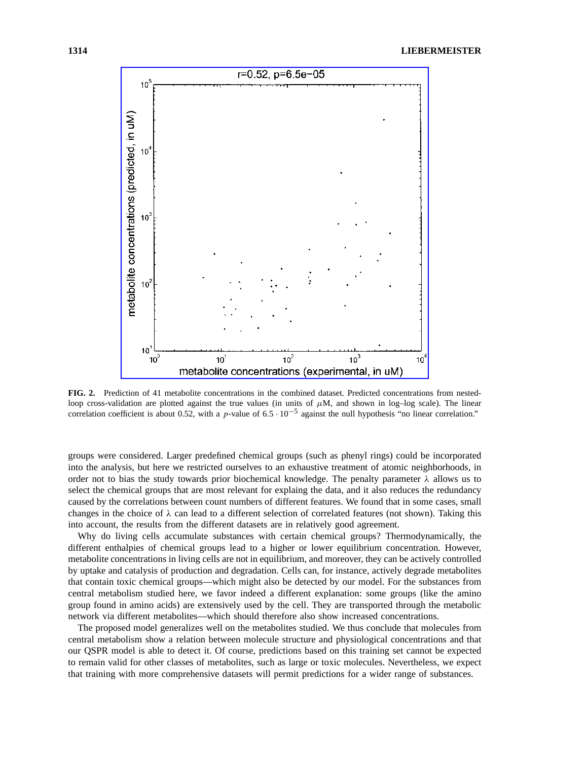**FIG. 2.** Prediction of 41 metabolite concentrations in the combined dataset. Predicted concentrations from nested-loop cross-validation are plotted against the true values (in units of $\mu$M, and shown in log–log scale). The linear correlation coefficient is about 0.52, with a $p$-value of $6.5 \cdot 10^{-5}$ against the null hypothesis "no linear correlation."

groups were considered. Larger predefined chemical groups (such as phenyl rings) could be incorporated into the analysis, but here we restricted ourselves to an exhaustive treatment of atomic neighborhoods, in order not to bias the study towards prior biochemical knowledge. The penalty parameter $\lambda$ allows us to select the chemical groups that are most relevant for explaing the data, and it also reduces the redundancy caused by the correlations between count numbers of different features. We found that in some cases, small changes in the choice of $\lambda$ can lead to a different selection of correlated features (not shown). Taking this into account, the results from the different datasets are in relatively good agreement.

Why do living cells accumulate substances with certain chemical groups? Thermodynamically, the different enthalpies of chemical groups lead to a higher or lower equilibrium concentration. However, metabolite concentrations in living cells are not in equilibrium, and moreover, they can be actively controlled by uptake and catalysis of production and degradation. Cells can, for instance, actively degrade metabolites that contain toxic chemical groups—which might also be detected by our model. For the substances from central metabolism studied here, we favor indeed a different explanation: some groups (like the amino group found in amino acids) are extensively used by the cell. They are transported through the metabolic network via different metabolites—which should therefore also show increased concentrations.

The proposed model generalizes well on the metabolites studied. We thus conclude that molecules from central metabolism show a relation between molecule structure and physiological concentrations and that our QSPR model is able to detect it. Of course, predictions based on this training set cannot be expected to remain valid for other classes of metabolites, such as large or toxic molecules. Nevertheless, we expect that training with more comprehensive datasets will permit predictions for a wider range of substances.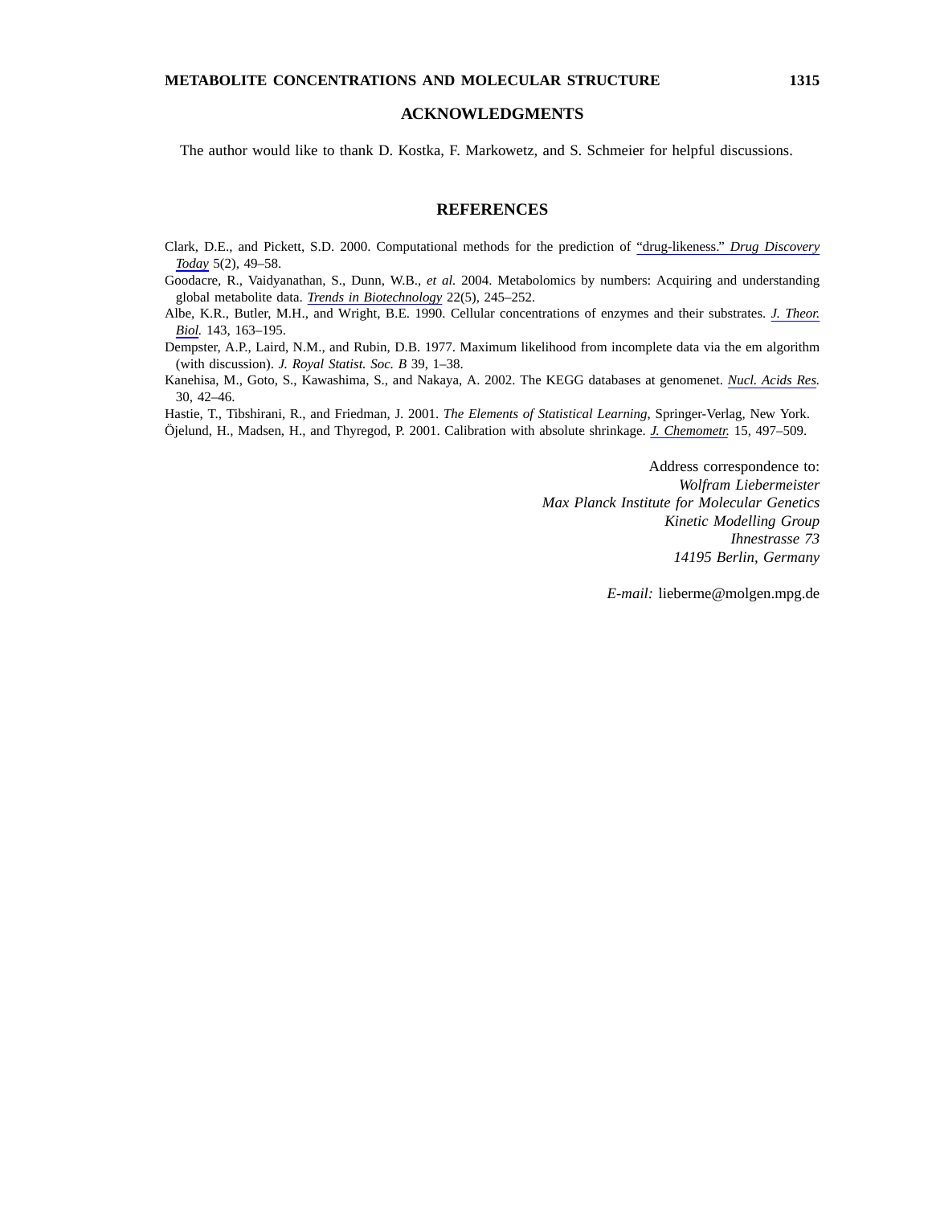## ACKNOWLEDGMENTS

The author would like to thank D. Kostka, F. Markowetz, and S. Schmeier for helpful discussions.

## REFERENCES

Clark, D.E., and Pickett, S.D. 2000. Computational methods for the prediction of "drug-likeness." *Drug Discovery Today* 5(2), 49–58.

Goodacre, R., Vaidyanathan, S., Dunn, W.B., *et al.* 2004. Metabolomics by numbers: Acquiring and understanding global metabolite data. *Trends in Biotechnology* 22(5), 245–252.

Albe, K.R., Butler, M.H., and Wright, B.E. 1990. Cellular concentrations of enzymes and their substrates. *J. Theor. Biol.* 143, 163–195.

Dempster, A.P., Laird, N.M., and Rubin, D.B. 1977. Maximum likelihood from incomplete data via the em algorithm (with discussion). *J. Royal Statist. Soc. B* 39, 1–38.

Kanehisa, M., Goto, S., Kawashima, S., and Nakaya, A. 2002. The KEGG databases at genomenet. *Nucl. Acids Res.* 30, 42–46.

Hastie, T., Tibshirani, R., and Friedman, J. 2001. *The Elements of Statistical Learning,* Springer-Verlag, New York.

Öjelund, H., Madsen, H., and Thyregod, P. 2001. Calibration with absolute shrinkage. *J. Chemometr.* 15, 497–509.

Address correspondence to:
*Wolfram Liebermeister*
*Max Planck Institute for Molecular Genetics*
*Kinetic Modelling Group*
*Ihnestrasse 73*
*14195 Berlin, Germany*

*E-mail:* lieberme@molgen.mpg.de